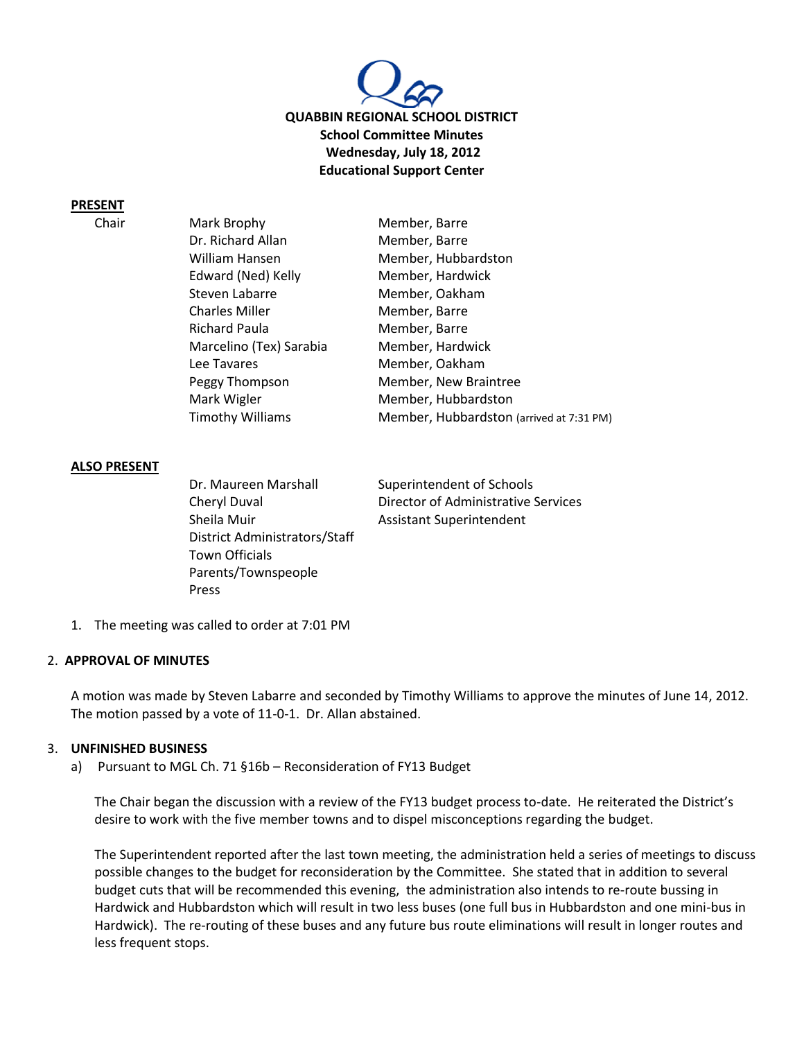**QUABBIN REGIONAL SCHOOL DISTRICT**
**School Committee Minutes**
**Wednesday, July 18, 2012**
**Educational Support Center**

**PRESENT**

| | | |
|---|---|---|
| Chair | Mark Brophy | Member, Barre |
| | Dr. Richard Allan | Member, Barre |
| | William Hansen | Member, Hubbardston |
| | Edward (Ned) Kelly | Member, Hardwick |
| | Steven Labarre | Member, Oakham |
| | Charles Miller | Member, Barre |
| | Richard Paula | Member, Barre |
| | Marcelino (Tex) Sarabia | Member, Hardwick |
| | Lee Tavares | Member, Oakham |
| | Peggy Thompson | Member, New Braintree |
| | Mark Wigler | Member, Hubbardston |
| | Timothy Williams | Member, Hubbardston (arrived at 7:31 PM) |

**ALSO PRESENT**

| | |
|---|---|
| Dr. Maureen Marshall | Superintendent of Schools |
| Cheryl Duval | Director of Administrative Services |
| Sheila Muir | Assistant Superintendent |
| District Administrators/Staff | |
| Town Officials | |
| Parents/Townspeople | |
| Press | |

1. The meeting was called to order at 7:01 PM

2. **APPROVAL OF MINUTES**

A motion was made by Steven Labarre and seconded by Timothy Williams to approve the minutes of June 14, 2012. The motion passed by a vote of 11-0-1. Dr. Allan abstained.

3. **UNFINISHED BUSINESS**

a) Pursuant to MGL Ch. 71 §16b – Reconsideration of FY13 Budget

The Chair began the discussion with a review of the FY13 budget process to-date. He reiterated the District's desire to work with the five member towns and to dispel misconceptions regarding the budget.

The Superintendent reported after the last town meeting, the administration held a series of meetings to discuss possible changes to the budget for reconsideration by the Committee. She stated that in addition to several budget cuts that will be recommended this evening, the administration also intends to re-route bussing in Hardwick and Hubbardston which will result in two less buses (one full bus in Hubbardston and one mini-bus in Hardwick). The re-routing of these buses and any future bus route eliminations will result in longer routes and less frequent stops.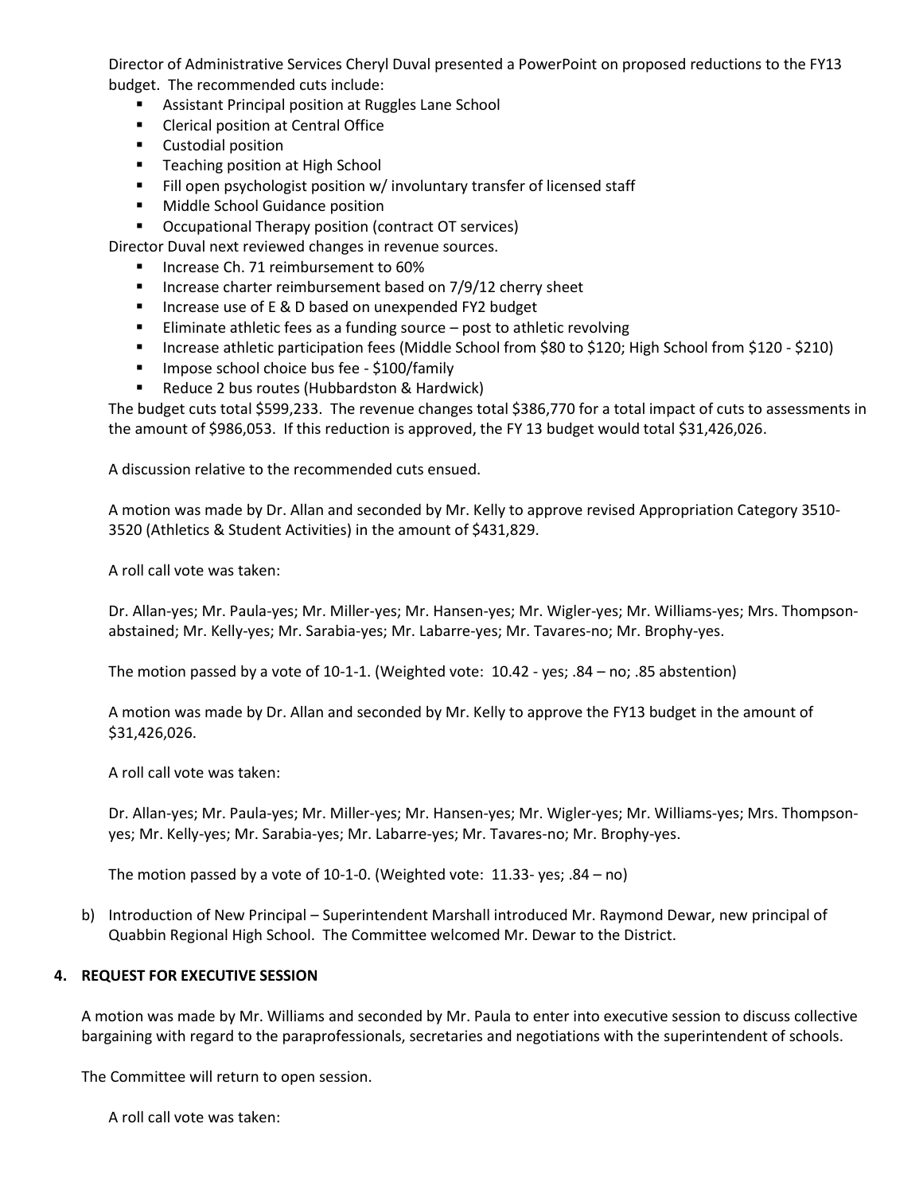Director of Administrative Services Cheryl Duval presented a PowerPoint on proposed reductions to the FY13 budget. The recommended cuts include:

- Assistant Principal position at Ruggles Lane School
- Clerical position at Central Office
- Custodial position
- Teaching position at High School
- Fill open psychologist position w/ involuntary transfer of licensed staff
- Middle School Guidance position
- Occupational Therapy position (contract OT services)

Director Duval next reviewed changes in revenue sources.

- Increase Ch. 71 reimbursement to 60%
- Increase charter reimbursement based on 7/9/12 cherry sheet
- Increase use of E & D based on unexpended FY2 budget
- Eliminate athletic fees as a funding source – post to athletic revolving
- Increase athletic participation fees (Middle School from $80 to $120; High School from $120 - $210)
- Impose school choice bus fee - $100/family
- Reduce 2 bus routes (Hubbardston & Hardwick)

The budget cuts total $599,233. The revenue changes total $386,770 for a total impact of cuts to assessments in the amount of $986,053. If this reduction is approved, the FY 13 budget would total $31,426,026.

A discussion relative to the recommended cuts ensued.

A motion was made by Dr. Allan and seconded by Mr. Kelly to approve revised Appropriation Category 3510-3520 (Athletics & Student Activities) in the amount of $431,829.

A roll call vote was taken:

Dr. Allan-yes; Mr. Paula-yes; Mr. Miller-yes; Mr. Hansen-yes; Mr. Wigler-yes; Mr. Williams-yes; Mrs. Thompson-abstained; Mr. Kelly-yes; Mr. Sarabia-yes; Mr. Labarre-yes; Mr. Tavares-no; Mr. Brophy-yes.

The motion passed by a vote of 10-1-1. (Weighted vote: 10.42 - yes; .84 – no; .85 abstention)

A motion was made by Dr. Allan and seconded by Mr. Kelly to approve the FY13 budget in the amount of $31,426,026.

A roll call vote was taken:

Dr. Allan-yes; Mr. Paula-yes; Mr. Miller-yes; Mr. Hansen-yes; Mr. Wigler-yes; Mr. Williams-yes; Mrs. Thompson-yes; Mr. Kelly-yes; Mr. Sarabia-yes; Mr. Labarre-yes; Mr. Tavares-no; Mr. Brophy-yes.

The motion passed by a vote of 10-1-0. (Weighted vote: 11.33- yes; .84 – no)

b) Introduction of New Principal – Superintendent Marshall introduced Mr. Raymond Dewar, new principal of Quabbin Regional High School. The Committee welcomed Mr. Dewar to the District.

**4. REQUEST FOR EXECUTIVE SESSION**

A motion was made by Mr. Williams and seconded by Mr. Paula to enter into executive session to discuss collective bargaining with regard to the paraprofessionals, secretaries and negotiations with the superintendent of schools.

The Committee will return to open session.

A roll call vote was taken: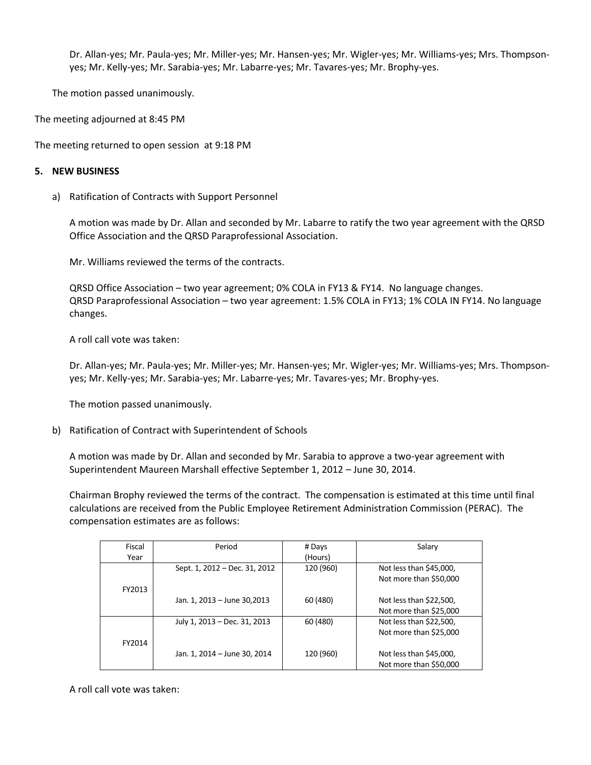Dr. Allan-yes; Mr. Paula-yes; Mr. Miller-yes; Mr. Hansen-yes; Mr. Wigler-yes; Mr. Williams-yes; Mrs. Thompson-yes; Mr. Kelly-yes; Mr. Sarabia-yes; Mr. Labarre-yes; Mr. Tavares-yes; Mr. Brophy-yes.

The motion passed unanimously.

The meeting adjourned at 8:45 PM

The meeting returned to open session at 9:18 PM

**5. NEW BUSINESS**

a) Ratification of Contracts with Support Personnel

A motion was made by Dr. Allan and seconded by Mr. Labarre to ratify the two year agreement with the QRSD Office Association and the QRSD Paraprofessional Association.

Mr. Williams reviewed the terms of the contracts.

QRSD Office Association – two year agreement; 0% COLA in FY13 & FY14. No language changes.
QRSD Paraprofessional Association – two year agreement: 1.5% COLA in FY13; 1% COLA IN FY14. No language changes.

A roll call vote was taken:

Dr. Allan-yes; Mr. Paula-yes; Mr. Miller-yes; Mr. Hansen-yes; Mr. Wigler-yes; Mr. Williams-yes; Mrs. Thompson-yes; Mr. Kelly-yes; Mr. Sarabia-yes; Mr. Labarre-yes; Mr. Tavares-yes; Mr. Brophy-yes.

The motion passed unanimously.

b) Ratification of Contract with Superintendent of Schools

A motion was made by Dr. Allan and seconded by Mr. Sarabia to approve a two-year agreement with Superintendent Maureen Marshall effective September 1, 2012 – June 30, 2014.

Chairman Brophy reviewed the terms of the contract. The compensation is estimated at this time until final calculations are received from the Public Employee Retirement Administration Commission (PERAC). The compensation estimates are as follows:

| Fiscal Year | Period | # Days (Hours) | Salary |
|---|---|---|---|
| FY2013 | Sept. 1, 2012 – Dec. 31, 2012 | 120 (960) | Not less than $45,000, Not more than $50,000 |
| | Jan. 1, 2013 – June 30,2013 | 60 (480) | Not less than $22,500, Not more than $25,000 |
| FY2014 | July 1, 2013 – Dec. 31, 2013 | 60 (480) | Not less than $22,500, Not more than $25,000 |
| | Jan. 1, 2014 – June 30, 2014 | 120 (960) | Not less than $45,000, Not more than $50,000 |

A roll call vote was taken: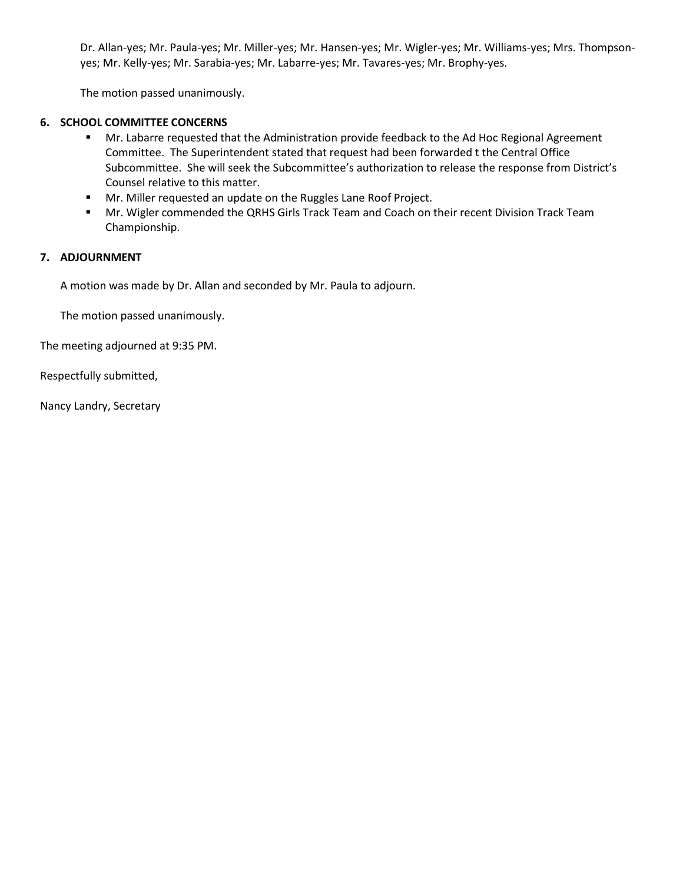Dr. Allan-yes; Mr. Paula-yes; Mr. Miller-yes; Mr. Hansen-yes; Mr. Wigler-yes; Mr. Williams-yes; Mrs. Thompson-yes; Mr. Kelly-yes; Mr. Sarabia-yes; Mr. Labarre-yes; Mr. Tavares-yes; Mr. Brophy-yes.

The motion passed unanimously.

**6. SCHOOL COMMITTEE CONCERNS**

- Mr. Labarre requested that the Administration provide feedback to the Ad Hoc Regional Agreement Committee. The Superintendent stated that request had been forwarded t the Central Office Subcommittee. She will seek the Subcommittee's authorization to release the response from District's Counsel relative to this matter.
- Mr. Miller requested an update on the Ruggles Lane Roof Project.
- Mr. Wigler commended the QRHS Girls Track Team and Coach on their recent Division Track Team Championship.

**7. ADJOURNMENT**

A motion was made by Dr. Allan and seconded by Mr. Paula to adjourn.

The motion passed unanimously.

The meeting adjourned at 9:35 PM.

Respectfully submitted,

Nancy Landry, Secretary